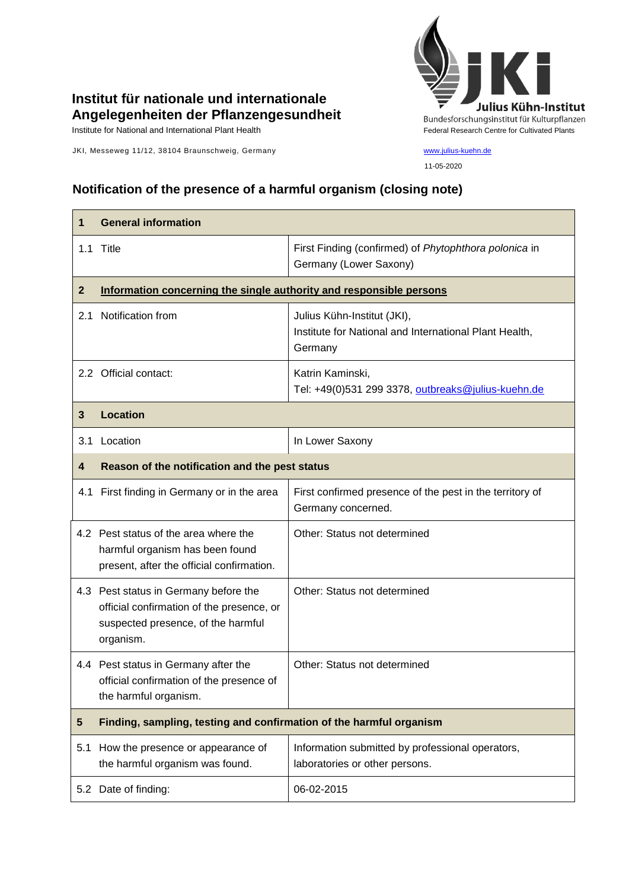# Institut für nationale und internationale Angelegenheiten der Pflanzengesundheit

Institute for National and International Plant Health

JKI, Messeweg 11/12, 38104 Braunschweig, Germany

**Julius Kühn-Institut**
Bundesforschungsinstitut für Kulturpflanzen
Federal Research Centre for Cultivated Plants

www.julius-kuehn.de

11-05-2020

## Notification of the presence of a harmful organism (closing note)

| **1 General information** | |
|---|---|
| 1.1 Title | First Finding (confirmed) of *Phytophthora polonica* in Germany (Lower Saxony) |
| **2 Information concerning the single authority and responsible persons** | |
| 2.1 Notification from | Julius Kühn-Institut (JKI), Institute for National and International Plant Health, Germany |
| 2.2 Official contact: | Katrin Kaminski, Tel: +49(0)531 299 3378, outbreaks@julius-kuehn.de |
| **3 Location** | |
| 3.1 Location | In Lower Saxony |
| **4 Reason of the notification and the pest status** | |
| 4.1 First finding in Germany or in the area | First confirmed presence of the pest in the territory of Germany concerned. |
| 4.2 Pest status of the area where the harmful organism has been found present, after the official confirmation. | Other: Status not determined |
| 4.3 Pest status in Germany before the official confirmation of the presence, or suspected presence, of the harmful organism. | Other: Status not determined |
| 4.4 Pest status in Germany after the official confirmation of the presence of the harmful organism. | Other: Status not determined |
| **5 Finding, sampling, testing and confirmation of the harmful organism** | |
| 5.1 How the presence or appearance of the harmful organism was found. | Information submitted by professional operators, laboratories or other persons. |
| 5.2 Date of finding: | 06-02-2015 |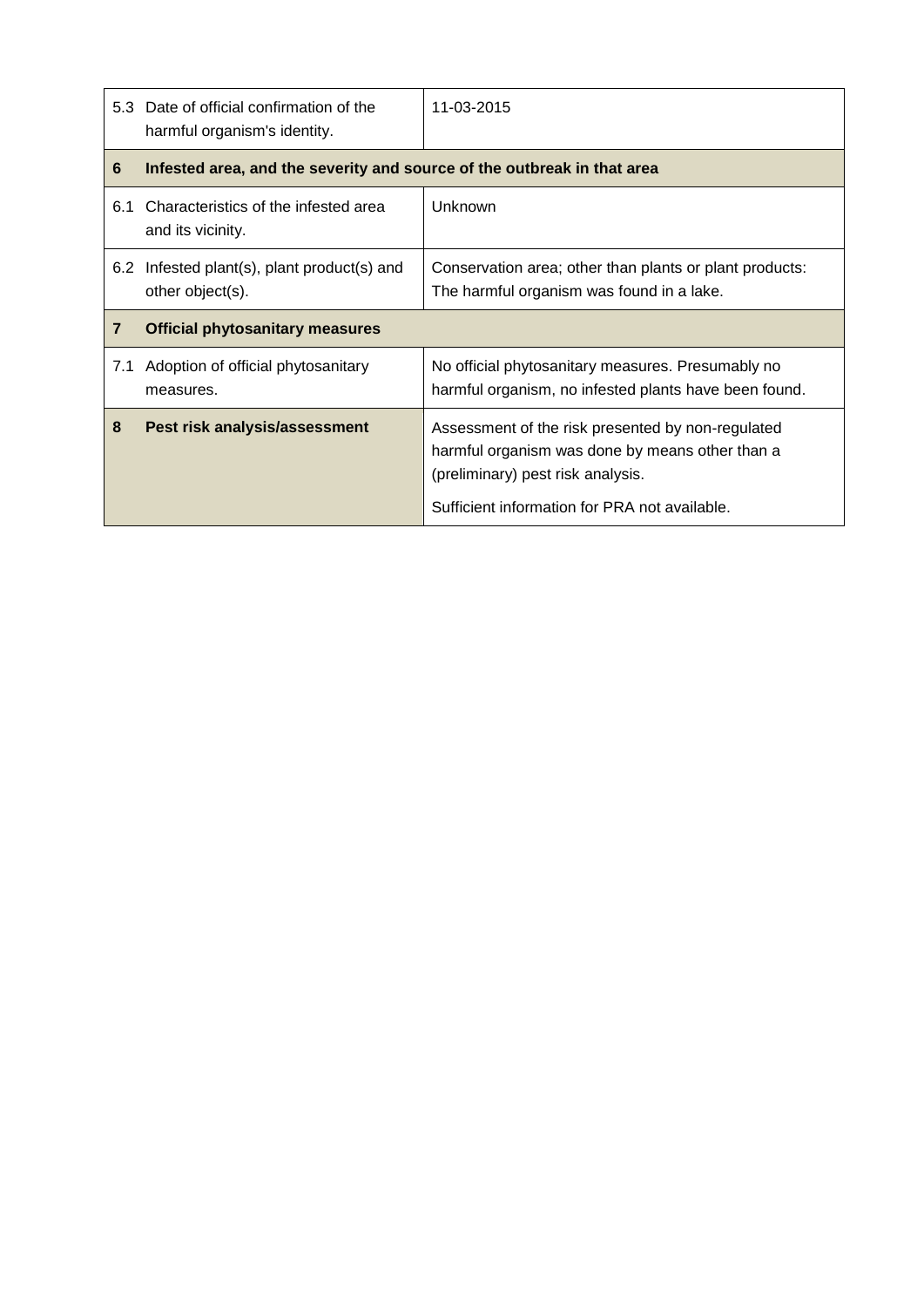| | | |
|---|---|---|
| 5.3 | Date of official confirmation of the harmful organism's identity. | 11-03-2015 |
| **6** | **Infested area, and the severity and source of the outbreak in that area** | |
| 6.1 | Characteristics of the infested area and its vicinity. | Unknown |
| 6.2 | Infested plant(s), plant product(s) and other object(s). | Conservation area; other than plants or plant products: The harmful organism was found in a lake. |
| **7** | **Official phytosanitary measures** | |
| 7.1 | Adoption of official phytosanitary measures. | No official phytosanitary measures. Presumably no harmful organism, no infested plants have been found. |
| **8** | **Pest risk analysis/assessment** | Assessment of the risk presented by non-regulated harmful organism was done by means other than a (preliminary) pest risk analysis.<br><br>Sufficient information for PRA not available. |